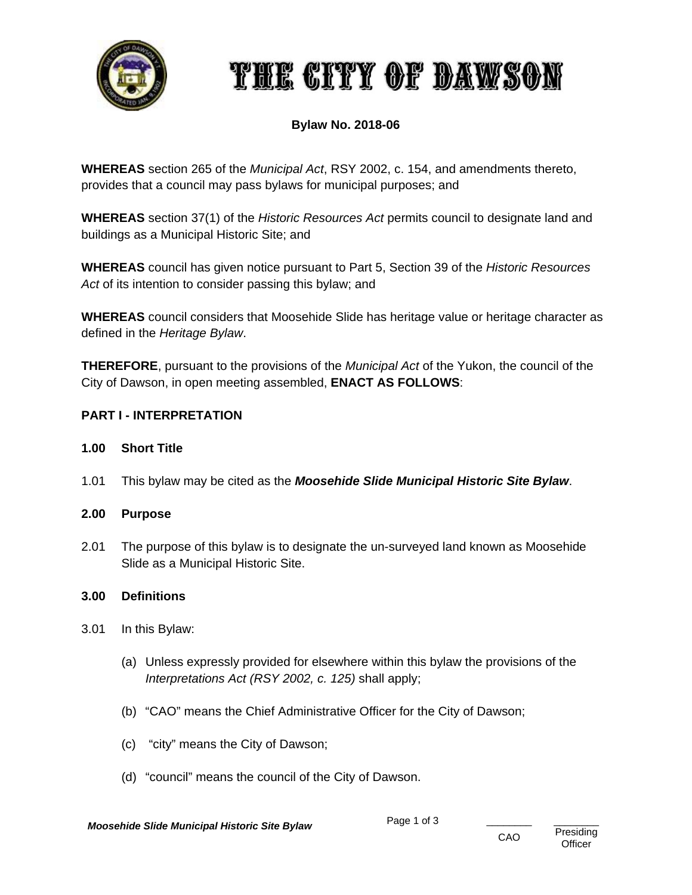# THE CITY OF DAWSON

**Bylaw No. 2018-06**

**WHEREAS** section 265 of the *Municipal Act*, RSY 2002, c. 154, and amendments thereto, provides that a council may pass bylaws for municipal purposes; and

**WHEREAS** section 37(1) of the *Historic Resources Act* permits council to designate land and buildings as a Municipal Historic Site; and

**WHEREAS** council has given notice pursuant to Part 5, Section 39 of the *Historic Resources Act* of its intention to consider passing this bylaw; and

**WHEREAS** council considers that Moosehide Slide has heritage value or heritage character as defined in the *Heritage Bylaw*.

**THEREFORE**, pursuant to the provisions of the *Municipal Act* of the Yukon, the council of the City of Dawson, in open meeting assembled, **ENACT AS FOLLOWS**:

## PART I - INTERPRETATION

### 1.00 Short Title

1.01 This bylaw may be cited as the ***Moosehide Slide Municipal Historic Site Bylaw***.

### 2.00 Purpose

2.01 The purpose of this bylaw is to designate the un-surveyed land known as Moosehide Slide as a Municipal Historic Site.

### 3.00 Definitions

3.01 In this Bylaw:

(a) Unless expressly provided for elsewhere within this bylaw the provisions of the *Interpretations Act (RSY 2002, c. 125)* shall apply;

(b) "CAO" means the Chief Administrative Officer for the City of Dawson;

(c) "city" means the City of Dawson;

(d) "council" means the council of the City of Dawson.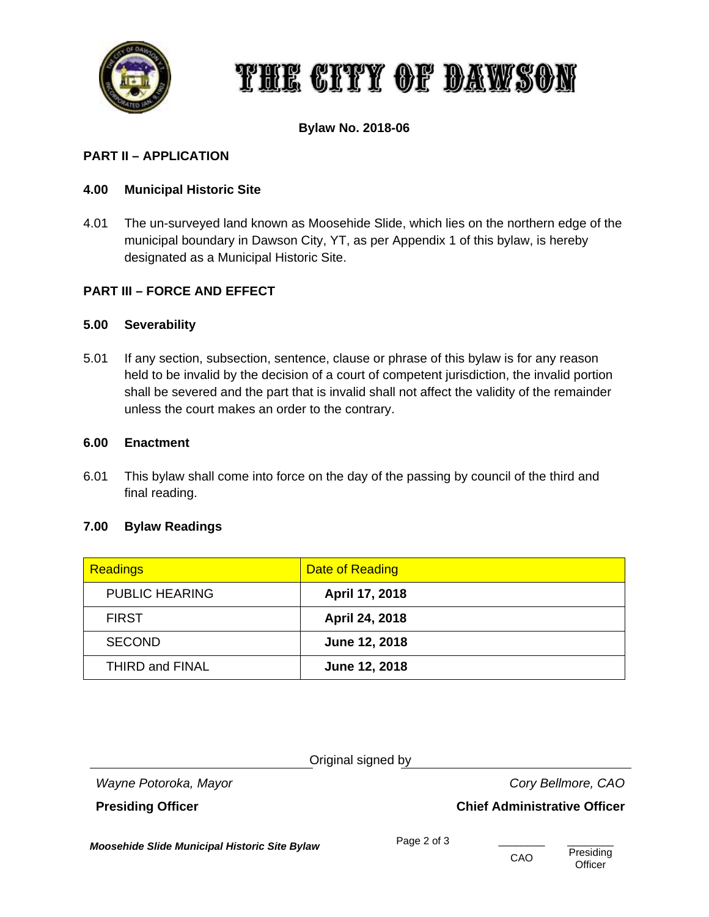# THE CITY OF DAWSON

**Bylaw No. 2018-06**

## PART II – APPLICATION

### 4.00 Municipal Historic Site

4.01 The un-surveyed land known as Moosehide Slide, which lies on the northern edge of the municipal boundary in Dawson City, YT, as per Appendix 1 of this bylaw, is hereby designated as a Municipal Historic Site.

## PART III – FORCE AND EFFECT

### 5.00 Severability

5.01 If any section, subsection, sentence, clause or phrase of this bylaw is for any reason held to be invalid by the decision of a court of competent jurisdiction, the invalid portion shall be severed and the part that is invalid shall not affect the validity of the remainder unless the court makes an order to the contrary.

### 6.00 Enactment

6.01 This bylaw shall come into force on the day of the passing by council of the third and final reading.

### 7.00 Bylaw Readings

| Readings | Date of Reading |
|---|---|
| PUBLIC HEARING | **April 17, 2018** |
| FIRST | **April 24, 2018** |
| SECOND | **June 12, 2018** |
| THIRD and FINAL | **June 12, 2018** |

Original signed by

*Wayne Potoroka, Mayor*
**Presiding Officer**

*Cory Bellmore, CAO*
**Chief Administrative Officer**

CAO ________ Presiding Officer ________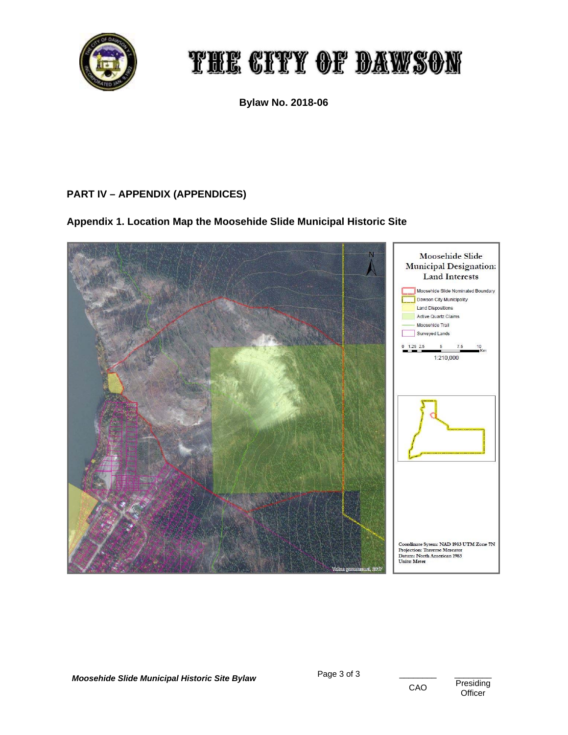# THE CITY OF DAWSON

**Bylaw No. 2018-06**

## PART IV – APPENDIX (APPENDICES)

### Appendix 1. Location Map the Moosehide Slide Municipal Historic Site

Moosehide Slide
Municipal Designation:
Land Interests

Moosehide Slide Nominated Boundary
Dawson City Municipality
Land Dispositions
Active Quartz Claims
Moosehide Trail
Surveyed Lands

0 1.25 2.5 5 7.5 10
Km
1:210,000

N

Yukon government, 2017

Coordinate Sytem: NAD 1983 UTM Zone 7N
Projection: Traverse Mercator
Datum: North American 1983
Units: Meter

*Moosehide Slide Municipal Historic Site Bylaw*

________ CAO ________ Presiding Officer